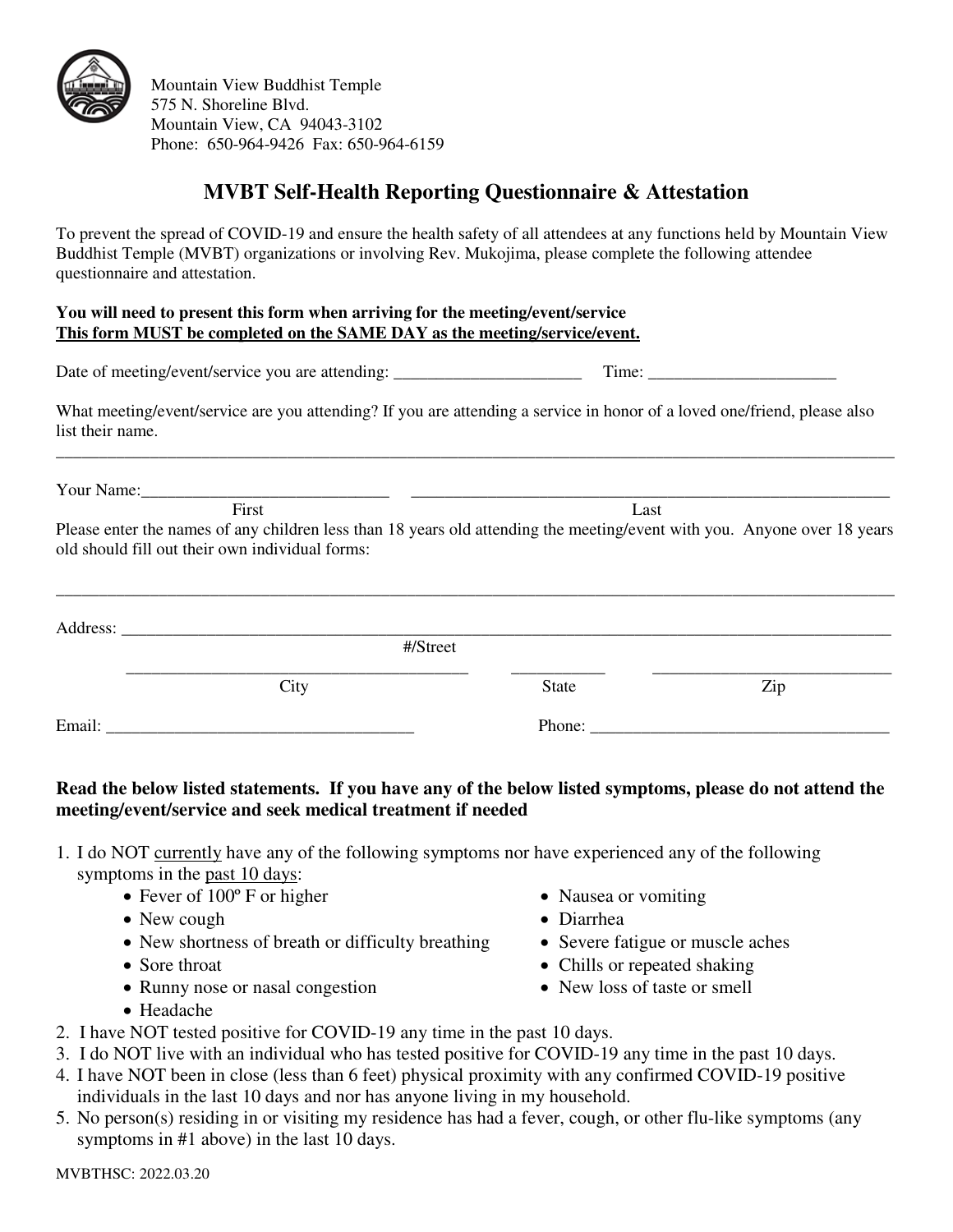Mountain View Buddhist Temple
575 N. Shoreline Blvd.
Mountain View, CA 94043-3102
Phone: 650-964-9426 Fax: 650-964-6159

# MVBT Self-Health Reporting Questionnaire & Attestation

To prevent the spread of COVID-19 and ensure the health safety of all attendees at any functions held by Mountain View Buddhist Temple (MVBT) organizations or involving Rev. Mukojima, please complete the following attendee questionnaire and attestation.

**You will need to present this form when arriving for the meeting/event/service**
**<u>This form MUST be completed on the SAME DAY as the meeting/service/event.</u>**

Date of meeting/event/service you are attending: ______________________ Time: ______________________

What meeting/event/service are you attending? If you are attending a service in honor of a loved one/friend, please also list their name.

_____________________________________________________________________________

Your Name: _____________________________ _____________________________
First Last

Please enter the names of any children less than 18 years old attending the meeting/event with you. Anyone over 18 years old should fill out their own individual forms:

_____________________________________________________________________________

Address: _____________________________________________________________________
#/Street

_____________________________ ___________ _____________________________
City State Zip

Email: ___________________________________ Phone: ___________________________________

**Read the below listed statements. If you have any of the below listed symptoms, please do not attend the meeting/event/service and seek medical treatment if needed**

1. I do NOT <u>currently</u> have any of the following symptoms nor have experienced any of the following symptoms in the <u>past 10 days</u>:
   - Fever of 100º F or higher
   - New cough
   - New shortness of breath or difficulty breathing
   - Sore throat
   - Runny nose or nasal congestion
   - Headache
   - Nausea or vomiting
   - Diarrhea
   - Severe fatigue or muscle aches
   - Chills or repeated shaking
   - New loss of taste or smell
2. I have NOT tested positive for COVID-19 any time in the past 10 days.
3. I do NOT live with an individual who has tested positive for COVID-19 any time in the past 10 days.
4. I have NOT been in close (less than 6 feet) physical proximity with any confirmed COVID-19 positive individuals in the last 10 days and nor has anyone living in my household.
5. No person(s) residing in or visiting my residence has had a fever, cough, or other flu-like symptoms (any symptoms in #1 above) in the last 10 days.

MVBTHSC: 2022.03.20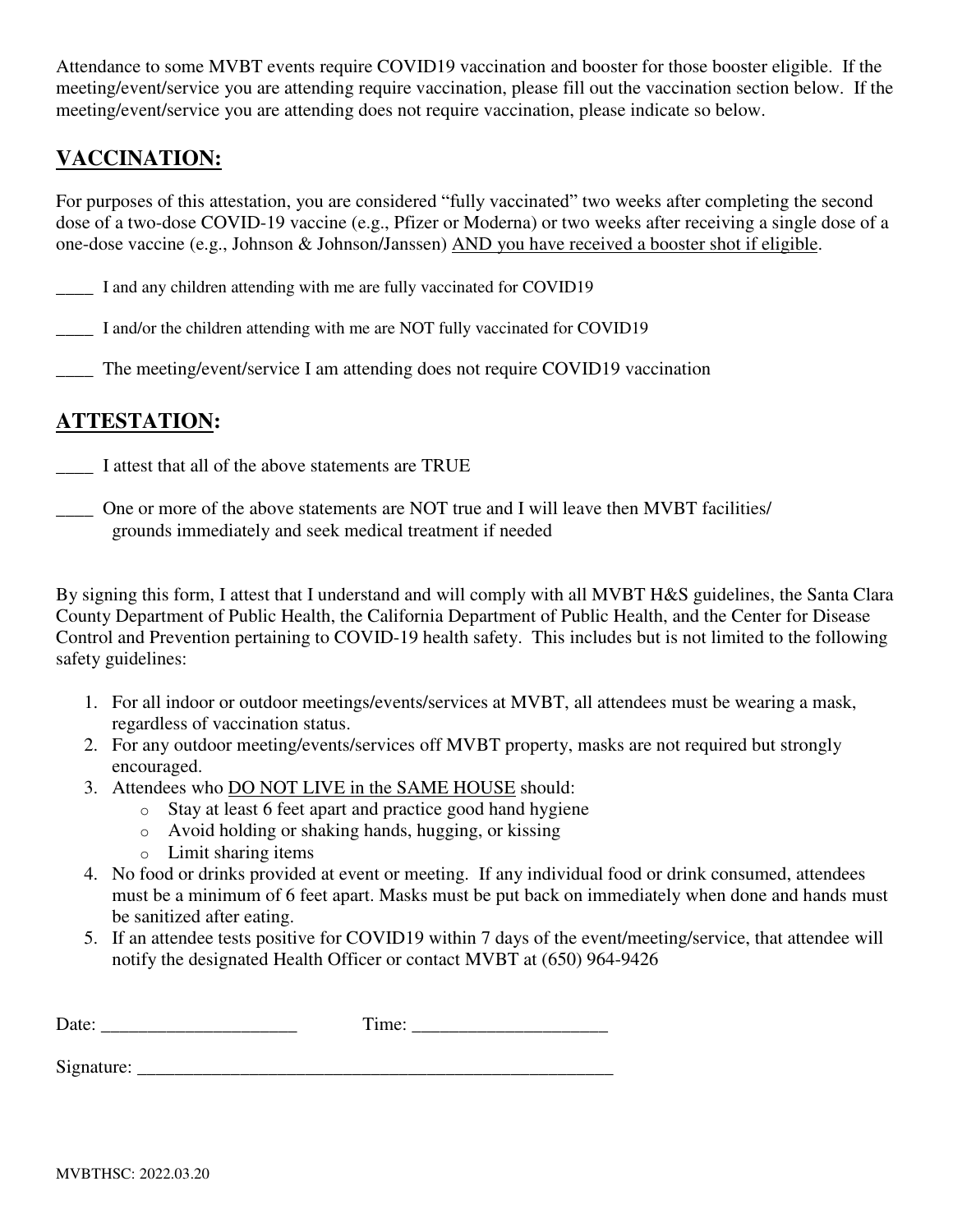Attendance to some MVBT events require COVID19 vaccination and booster for those booster eligible. If the meeting/event/service you are attending require vaccination, please fill out the vaccination section below. If the meeting/event/service you are attending does not require vaccination, please indicate so below.

## VACCINATION:

For purposes of this attestation, you are considered "fully vaccinated" two weeks after completing the second dose of a two-dose COVID-19 vaccine (e.g., Pfizer or Moderna) or two weeks after receiving a single dose of a one-dose vaccine (e.g., Johnson & Johnson/Janssen) AND you have received a booster shot if eligible.

____ I and any children attending with me are fully vaccinated for COVID19

____ I and/or the children attending with me are NOT fully vaccinated for COVID19

____ The meeting/event/service I am attending does not require COVID19 vaccination

## ATTESTATION:

____ I attest that all of the above statements are TRUE

____ One or more of the above statements are NOT true and I will leave then MVBT facilities/ grounds immediately and seek medical treatment if needed

By signing this form, I attest that I understand and will comply with all MVBT H&S guidelines, the Santa Clara County Department of Public Health, the California Department of Public Health, and the Center for Disease Control and Prevention pertaining to COVID-19 health safety. This includes but is not limited to the following safety guidelines:

1. For all indoor or outdoor meetings/events/services at MVBT, all attendees must be wearing a mask, regardless of vaccination status.
2. For any outdoor meeting/events/services off MVBT property, masks are not required but strongly encouraged.
3. Attendees who DO NOT LIVE in the SAME HOUSE should:
   - Stay at least 6 feet apart and practice good hand hygiene
   - Avoid holding or shaking hands, hugging, or kissing
   - Limit sharing items
4. No food or drinks provided at event or meeting. If any individual food or drink consumed, attendees must be a minimum of 6 feet apart. Masks must be put back on immediately when done and hands must be sanitized after eating.
5. If an attendee tests positive for COVID19 within 7 days of the event/meeting/service, that attendee will notify the designated Health Officer or contact MVBT at (650) 964-9426

Date: _____________________ Time: _____________________

Signature: _____________________________________________________

MVBTHSC: 2022.03.20